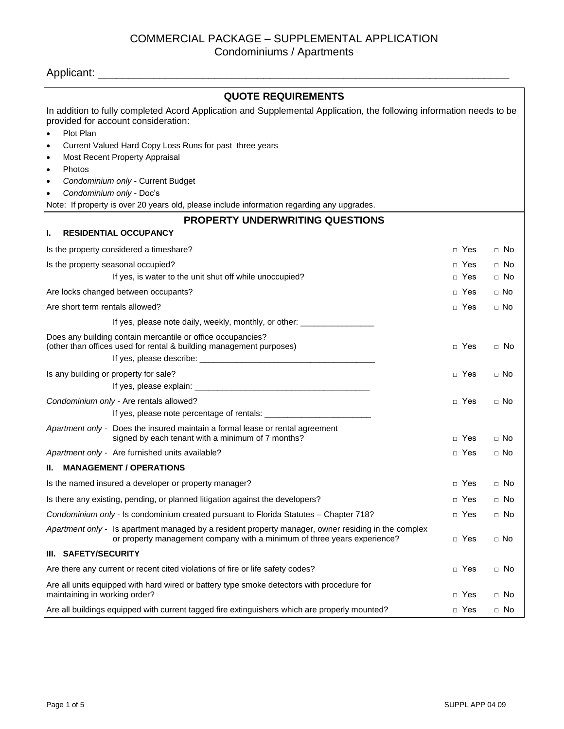# COMMERCIAL PACKAGE – SUPPLEMENTAL APPLICATION
## Condominiums / Apartments

Applicant: ______________________________________________________________________

## QUOTE REQUIREMENTS

In addition to fully completed Acord Application and Supplemental Application, the following information needs to be provided for account consideration:

- Plot Plan
- Current Valued Hard Copy Loss Runs for past three years
- Most Recent Property Appraisal
- Photos
- *Condominium only* - Current Budget
- *Condominium only* - Doc's

Note: If property is over 20 years old, please include information regarding any upgrades.

## PROPERTY UNDERWRITING QUESTIONS

### I. RESIDENTIAL OCCUPANCY

| | | |
|---|---|---|
| Is the property considered a timeshare? | □ Yes | □ No |
| Is the property seasonal occupied? | □ Yes | □ No |
| If yes, is water to the unit shut off while unoccupied? | □ Yes | □ No |
| Are locks changed between occupants? | □ Yes | □ No |
| Are short term rentals allowed? | □ Yes | □ No |
| If yes, please note daily, weekly, monthly, or other: ________________ | | |
| Does any building contain mercantile or office occupancies? (other than offices used for rental & building management purposes) | □ Yes | □ No |
| If yes, please describe: ______________________________________ | | |
| Is any building or property for sale? | □ Yes | □ No |
| If yes, please explain: ______________________________________ | | |
| *Condominium only* - Are rentals allowed? | □ Yes | □ No |
| If yes, please note percentage of rentals: _______________________ | | |
| *Apartment only* - Does the insured maintain a formal lease or rental agreement signed by each tenant with a minimum of 7 months? | □ Yes | □ No |
| *Apartment only* - Are furnished units available? | □ Yes | □ No |

### II. MANAGEMENT / OPERATIONS

| | | |
|---|---|---|
| Is the named insured a developer or property manager? | □ Yes | □ No |
| Is there any existing, pending, or planned litigation against the developers? | □ Yes | □ No |
| *Condominium only* - Is condominium created pursuant to Florida Statutes – Chapter 718? | □ Yes | □ No |
| *Apartment only* - Is apartment managed by a resident property manager, owner residing in the complex or property management company with a minimum of three years experience? | □ Yes | □ No |

### III. SAFETY/SECURITY

| | | |
|---|---|---|
| Are there any current or recent cited violations of fire or life safety codes? | □ Yes | □ No |
| Are all units equipped with hard wired or battery type smoke detectors with procedure for maintaining in working order? | □ Yes | □ No |
| Are all buildings equipped with current tagged fire extinguishers which are properly mounted? | □ Yes | □ No |

SUPPL APP 04 09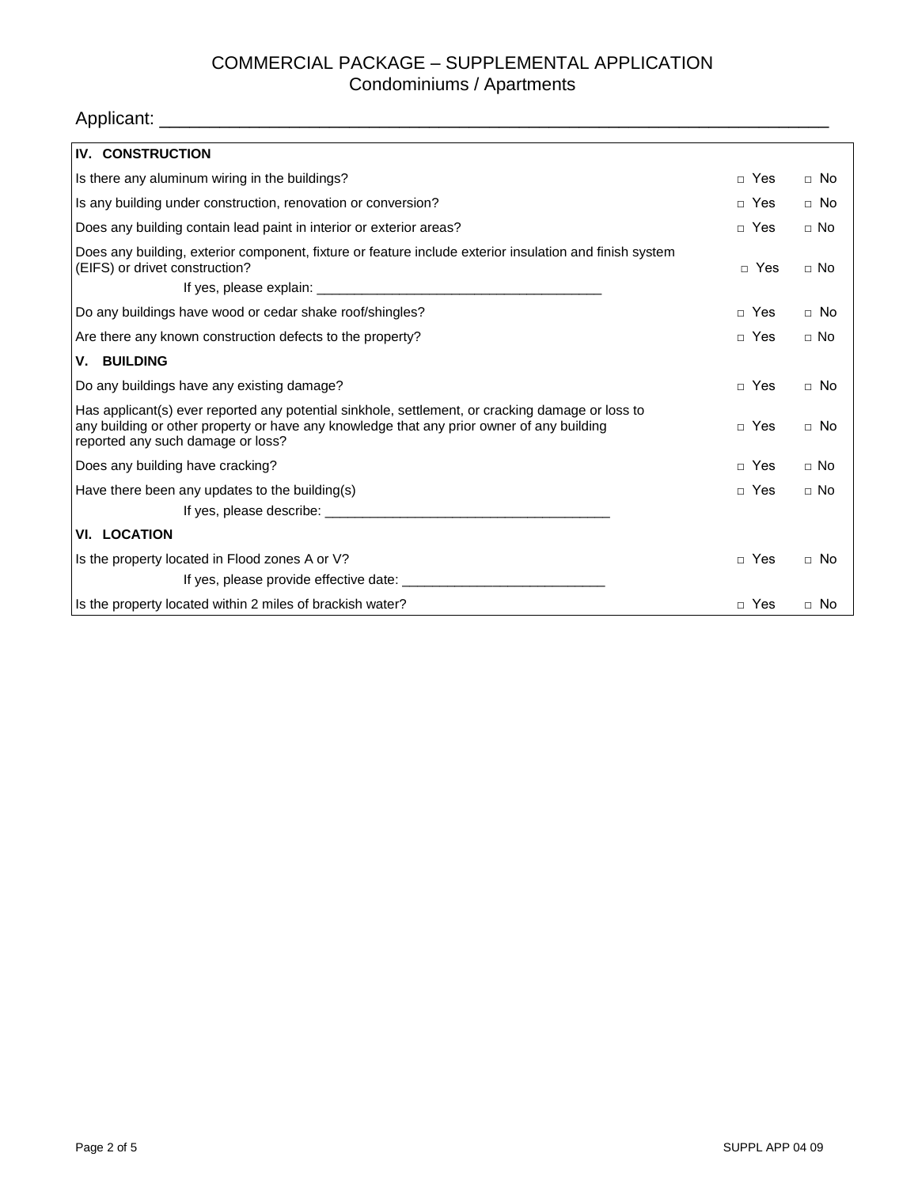# COMMERCIAL PACKAGE – SUPPLEMENTAL APPLICATION
## Condominiums / Apartments

Applicant: ______________________________________________________________________

| | | |
|---|---|---|
| **IV. CONSTRUCTION** | | |
| Is there any aluminum wiring in the buildings? | □ Yes | □ No |
| Is any building under construction, renovation or conversion? | □ Yes | □ No |
| Does any building contain lead paint in interior or exterior areas? | □ Yes | □ No |
| Does any building, exterior component, fixture or feature include exterior insulation and finish system (EIFS) or drivet construction?<br>If yes, please explain: ______________________________________ | □ Yes | □ No |
| Do any buildings have wood or cedar shake roof/shingles? | □ Yes | □ No |
| Are there any known construction defects to the property? | □ Yes | □ No |
| **V. BUILDING** | | |
| Do any buildings have any existing damage? | □ Yes | □ No |
| Has applicant(s) ever reported any potential sinkhole, settlement, or cracking damage or loss to any building or other property or have any knowledge that any prior owner of any building reported any such damage or loss? | □ Yes | □ No |
| Does any building have cracking? | □ Yes | □ No |
| Have there been any updates to the building(s)<br>If yes, please describe: ______________________________________ | □ Yes | □ No |
| **VI. LOCATION** | | |
| Is the property located in Flood zones A or V?<br>If yes, please provide effective date: ___________________________ | □ Yes | □ No |
| Is the property located within 2 miles of brackish water? | □ Yes | □ No |

SUPPL APP 04 09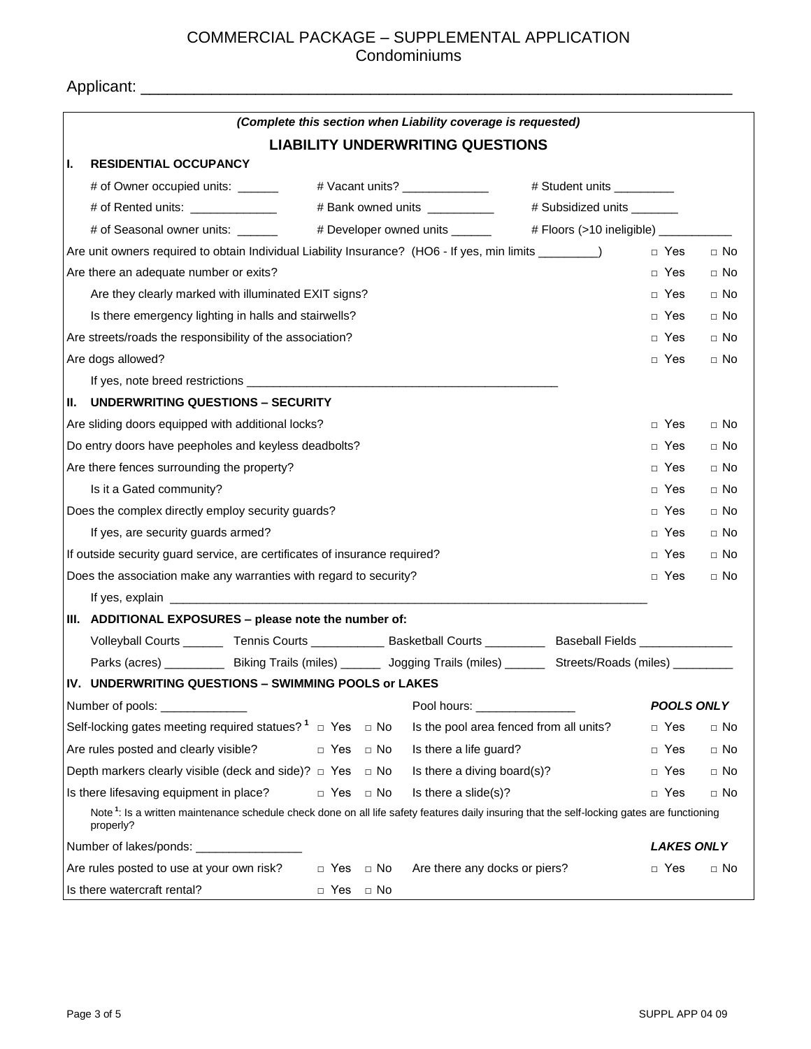# COMMERCIAL PACKAGE – SUPPLEMENTAL APPLICATION
## Condominiums

Applicant: ___________________________________________________________________

*(Complete this section when Liability coverage is requested)*

## LIABILITY UNDERWRITING QUESTIONS

### I. RESIDENTIAL OCCUPANCY

| | | |
|---|---|---|
| # of Owner occupied units: ______ | # Vacant units? _____________ | # Student units _________ |
| # of Rented units: _____________ | # Bank owned units __________ | # Subsidized units _______ |
| # of Seasonal owner units: ______ | # Developer owned units ______ | # Floors (>10 ineligible) ___________ |

| | | |
|---|---|---|
| Are unit owners required to obtain Individual Liability Insurance? (HO6 - If yes, min limits _________) | □ Yes | □ No |
| Are there an adequate number or exits? | □ Yes | □ No |
| Are they clearly marked with illuminated EXIT signs? | □ Yes | □ No |
| Is there emergency lighting in halls and stairwells? | □ Yes | □ No |
| Are streets/roads the responsibility of the association? | □ Yes | □ No |
| Are dogs allowed? | □ Yes | □ No |
| If yes, note breed restrictions ________________________________________________ | | |

### II. UNDERWRITING QUESTIONS – SECURITY

| | | |
|---|---|---|
| Are sliding doors equipped with additional locks? | □ Yes | □ No |
| Do entry doors have peepholes and keyless deadbolts? | □ Yes | □ No |
| Are there fences surrounding the property? | □ Yes | □ No |
| Is it a Gated community? | □ Yes | □ No |
| Does the complex directly employ security guards? | □ Yes | □ No |
| If yes, are security guards armed? | □ Yes | □ No |
| If outside security guard service, are certificates of insurance required? | □ Yes | □ No |
| Does the association make any warranties with regard to security? | □ Yes | □ No |
| If yes, explain ______________________________________________________________________ | | |

### III. ADDITIONAL EXPOSURES – please note the number of:

| | | | |
|---|---|---|---|
| Volleyball Courts ______ | Tennis Courts ___________ | Basketball Courts _________ | Baseball Fields ______________ |
| Parks (acres) _________ | Biking Trails (miles) ______ | Jogging Trails (miles) ______ | Streets/Roads (miles) _________ |

### IV. UNDERWRITING QUESTIONS – SWIMMING POOLS or LAKES

| | | | | | |
|---|---|---|---|---|---|
| Number of pools: _____________ | | | Pool hours: _______________ | ***POOLS ONLY*** | |
| Self-locking gates meeting required statues?[1] | □ Yes | □ No | Is the pool area fenced from all units? | □ Yes | □ No |
| Are rules posted and clearly visible? | □ Yes | □ No | Is there a life guard? | □ Yes | □ No |
| Depth markers clearly visible (deck and side)? | □ Yes | □ No | Is there a diving board(s)? | □ Yes | □ No |
| Is there lifesaving equipment in place? | □ Yes | □ No | Is there a slide(s)? | □ Yes | □ No |

Note[1]: Is a written maintenance schedule check done on all life safety features daily insuring that the self-locking gates are functioning properly?

| | | | | | |
|---|---|---|---|---|---|
| Number of lakes/ponds: ________________ | | | | ***LAKES ONLY*** | |
| Are rules posted to use at your own risk? | □ Yes | □ No | Are there any docks or piers? | □ Yes | □ No |
| Is there watercraft rental? | □ Yes | □ No | | | |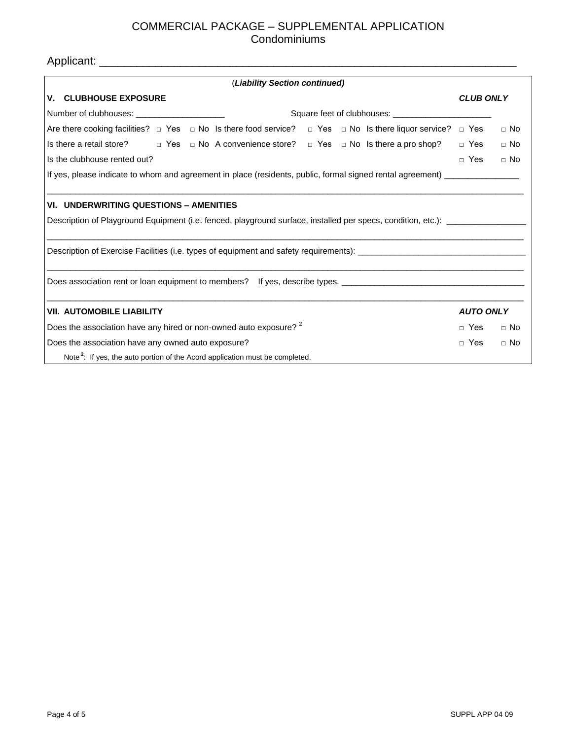# COMMERCIAL PACKAGE – SUPPLEMENTAL APPLICATION
## Condominiums

Applicant: ___________________________________________________________________

(***Liability Section continued)***

### V. CLUBHOUSE EXPOSURE ***CLUB ONLY***

Number of clubhouses: ___________________ Square feet of clubhouses: _____________________

Are there cooking facilities? □ Yes □ No Is there food service? □ Yes □ No Is there liquor service? □ Yes □ No

Is there a retail store? □ Yes □ No A convenience store? □ Yes □ No Is there a pro shop? □ Yes □ No

Is the clubhouse rented out? □ Yes □ No

If yes, please indicate to whom and agreement in place (residents, public, formal signed rental agreement) ________________

_____________________________________________________________________________________________________

### VI. UNDERWRITING QUESTIONS – AMENITIES

Description of Playground Equipment (i.e. fenced, playground surface, installed per specs, condition, etc.): _________________

_____________________________________________________________________________________________________

Description of Exercise Facilities (i.e. types of equipment and safety requirements): ___________________________________

_____________________________________________________________________________________________________

Does association rent or loan equipment to members? If yes, describe types. _______________________________________

_____________________________________________________________________________________________________

### VII. AUTOMOBILE LIABILITY ***AUTO ONLY***

Does the association have any hired or non-owned auto exposure? [2] □ Yes □ No

Does the association have any owned auto exposure? □ Yes □ No

Note [2]: If yes, the auto portion of the Acord application must be completed.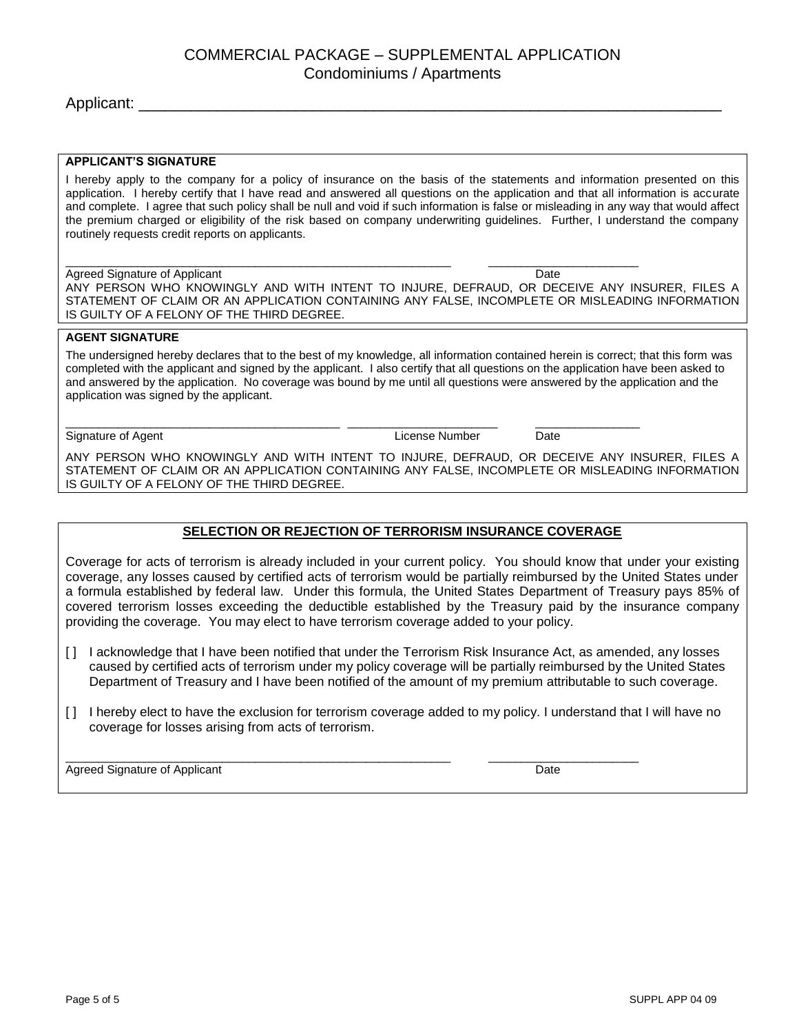# COMMERCIAL PACKAGE – SUPPLEMENTAL APPLICATION
## Condominiums / Apartments

Applicant: ___________________________________________________________________

**APPLICANT'S SIGNATURE**

I hereby apply to the company for a policy of insurance on the basis of the statements and information presented on this application. I hereby certify that I have read and answered all questions on the application and that all information is accurate and complete. I agree that such policy shall be null and void if such information is false or misleading in any way that would affect the premium charged or eligibility of the risk based on company underwriting guidelines. Further, I understand the company routinely requests credit reports on applicants.

_____________________________________________ ____________________

Agreed Signature of Applicant Date

ANY PERSON WHO KNOWINGLY AND WITH INTENT TO INJURE, DEFRAUD, OR DECEIVE ANY INSURER, FILES A STATEMENT OF CLAIM OR AN APPLICATION CONTAINING ANY FALSE, INCOMPLETE OR MISLEADING INFORMATION IS GUILTY OF A FELONY OF THE THIRD DEGREE.

**AGENT SIGNATURE**

The undersigned hereby declares that to the best of my knowledge, all information contained herein is correct; that this form was completed with the applicant and signed by the applicant. I also certify that all questions on the application have been asked to and answered by the application. No coverage was bound by me until all questions were answered by the application and the application was signed by the applicant.

__________________________________ ____________________ ______________

Signature of Agent License Number Date

ANY PERSON WHO KNOWINGLY AND WITH INTENT TO INJURE, DEFRAUD, OR DECEIVE ANY INSURER, FILES A STATEMENT OF CLAIM OR AN APPLICATION CONTAINING ANY FALSE, INCOMPLETE OR MISLEADING INFORMATION IS GUILTY OF A FELONY OF THE THIRD DEGREE.

**SELECTION OR REJECTION OF TERRORISM INSURANCE COVERAGE**

Coverage for acts of terrorism is already included in your current policy. You should know that under your existing coverage, any losses caused by certified acts of terrorism would be partially reimbursed by the United States under a formula established by federal law. Under this formula, the United States Department of Treasury pays 85% of covered terrorism losses exceeding the deductible established by the Treasury paid by the insurance company providing the coverage. You may elect to have terrorism coverage added to your policy.

[ ] I acknowledge that I have been notified that under the Terrorism Risk Insurance Act, as amended, any losses caused by certified acts of terrorism under my policy coverage will be partially reimbursed by the United States Department of Treasury and I have been notified of the amount of my premium attributable to such coverage.

[ ] I hereby elect to have the exclusion for terrorism coverage added to my policy. I understand that I will have no coverage for losses arising from acts of terrorism.

_____________________________________________ ____________________

Agreed Signature of Applicant Date

SUPPL APP 04 09